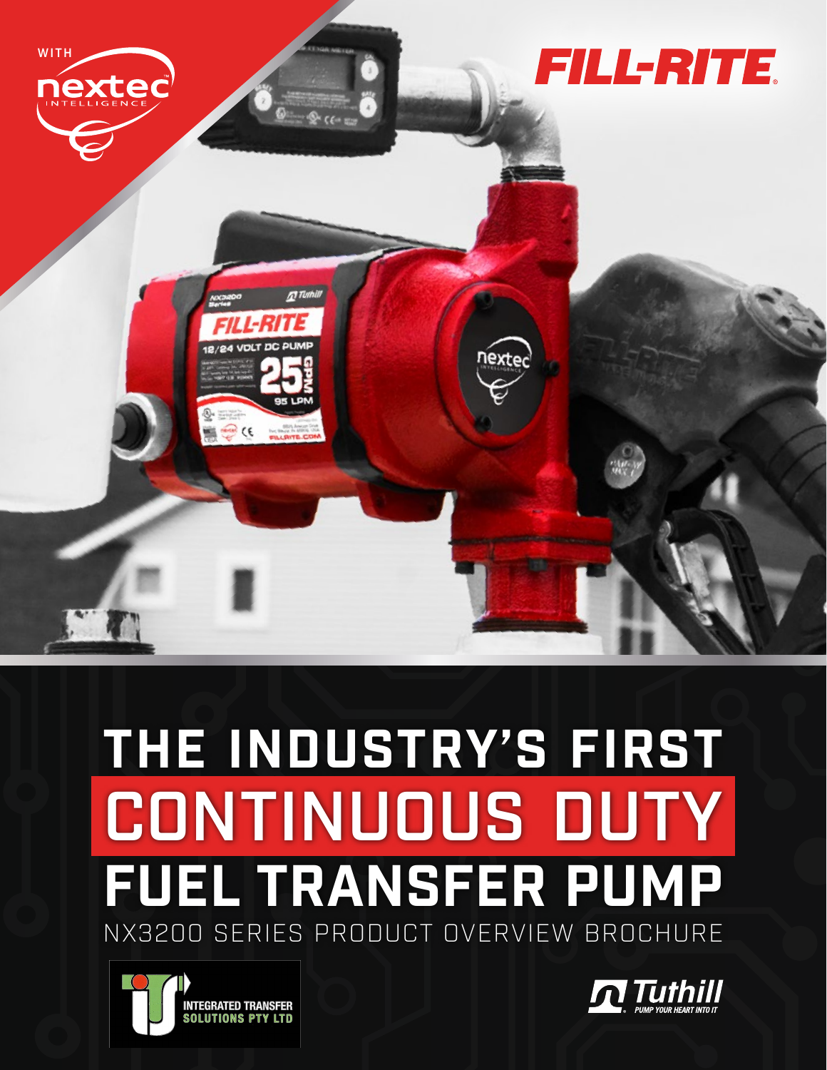WITH nextec INTELLIGENCE

FILL-RITE

# THE INDUSTRY'S FIRST CONTINUOUS DUTY FUEL TRANSFER PUMP

NX3200 SERIES PRODUCT OVERVIEW BROCHURE

INTEGRATED TRANSFER SOLUTIONS PTY LTD

Tuthill PUMP YOUR HEART INTO IT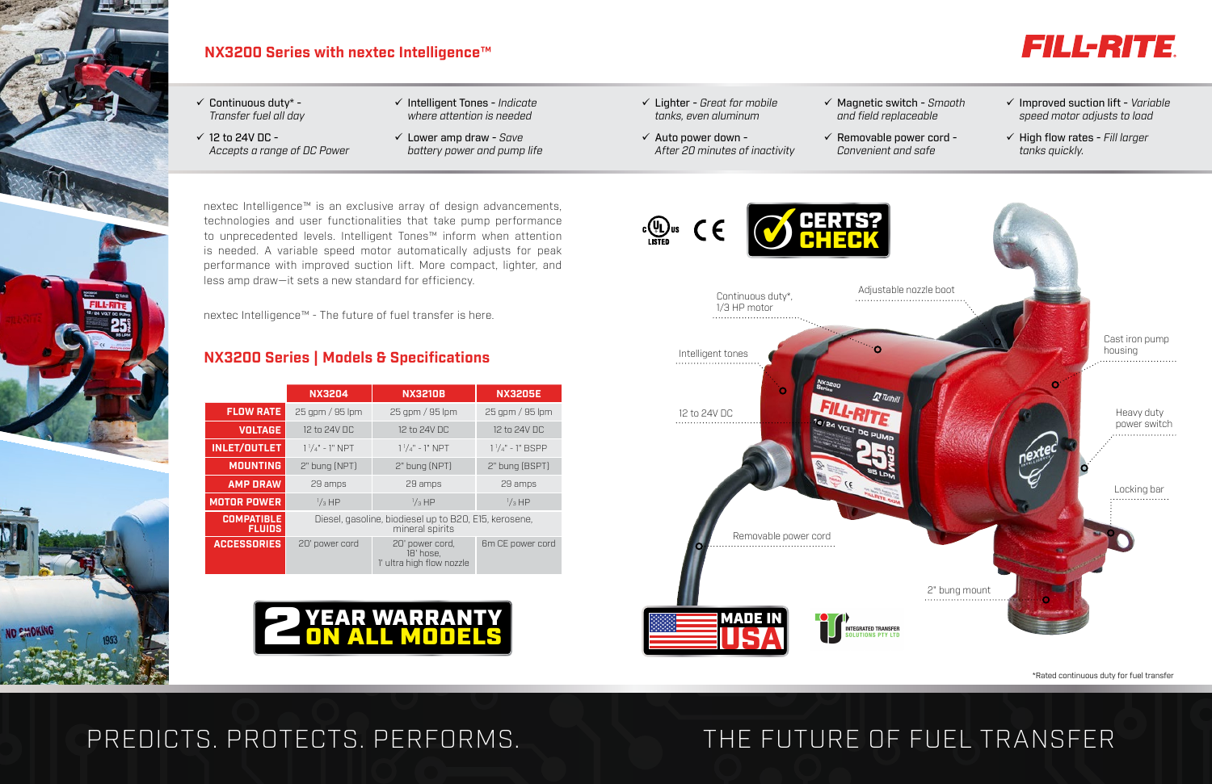# NX3200 Series with nextec Intelligence™

FILL-RITE

- ✓ Continuous duty* - *Transfer fuel all day*
- ✓ 12 to 24V DC - *Accepts a range of DC Power*
- ✓ Intelligent Tones - *Indicate where attention is needed*
- ✓ Lower amp draw - *Save battery power and pump life*
- ✓ Lighter - *Great for mobile tanks, even aluminum*
- ✓ Auto power down - *After 20 minutes of inactivity*
- ✓ Magnetic switch - *Smooth and field replaceable*
- ✓ Removable power cord - *Convenient and safe*
- ✓ Improved suction lift - *Variable speed motor adjusts to load*
- ✓ High flow rates - *Fill larger tanks quickly.*

nextec Intelligence™ is an exclusive array of design advancements, technologies and user functionalities that take pump performance to unprecedented levels. Intelligent Tones™ inform when attention is needed. A variable speed motor automatically adjusts for peak performance with improved suction lift. More compact, lighter, and less amp draw—it sets a new standard for efficiency.

nextec Intelligence™ - The future of fuel transfer is here.

## NX3200 Series | Models & Specifications

| | NX3204 | NX3210B | NX3205E |
|---|---|---|---|
| FLOW RATE | 25 gpm / 95 lpm | 25 gpm / 95 lpm | 25 gpm / 95 lpm |
| VOLTAGE | 12 to 24V DC | 12 to 24V DC | 12 to 24V DC |
| INLET/OUTLET | 1 1/4" - 1" NPT | 1 1/4" - 1" NPT | 1 1/4" - 1" BSPP |
| MOUNTING | 2" bung (NPT) | 2" bung (NPT) | 2" bung (BSPT) |
| AMP DRAW | 29 amps | 29 amps | 29 amps |
| MOTOR POWER | 1/3 HP | 1/3 HP | 1/3 HP |
| COMPATIBLE FLUIDS | Diesel, gasoline, biodiesel up to B20, E15, kerosene, mineral spirits | | |
| ACCESSORIES | 20' power cord | 20' power cord, 18' hose, 1' ultra high flow nozzle | 6m CE power cord |

**2 YEAR WARRANTY ON ALL MODELS**

cULus LISTED CE

CERTS? CHECK

Continuous duty*, 1/3 HP motor

Adjustable nozzle boot

Intelligent tones

Cast iron pump housing

12 to 24V DC

Heavy duty power switch

Locking bar

Removable power cord

2" bung mount

MADE IN USA

INTEGRATED TRANSFER SOLUTIONS PTY LTD

*Rated continuous duty for fuel transfer

PREDICTS. PROTECTS. PERFORMS.

THE FUTURE OF FUEL TRANSFER